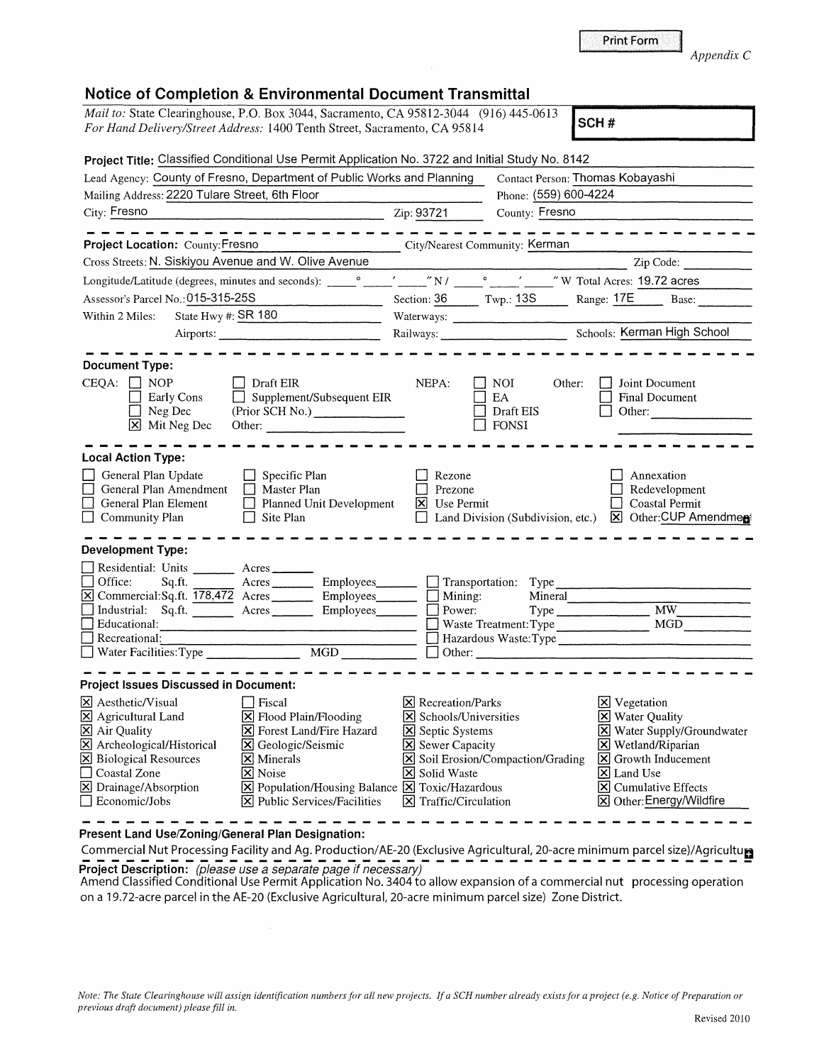Appendix C

# Notice of Completion & Environmental Document Transmittal

*Mail to:* State Clearinghouse, P.O. Box 3044, Sacramento, CA 95812-3044 (916) 445-0613
*For Hand Delivery/Street Address:* 1400 Tenth Street, Sacramento, CA 95814

**SCH #**

**Project Title:** Classified Conditional Use Permit Application No. 3722 and Initial Study No. 8142

Lead Agency: County of Fresno, Department of Public Works and Planning — Contact Person: Thomas Kobayashi
Mailing Address: 2220 Tulare Street, 6th Floor — Phone: (559) 600-4224
City: Fresno — Zip: 93721 — County: Fresno

---

**Project Location:** County: Fresno — City/Nearest Community: Kerman
Cross Streets: N. Siskiyou Avenue and W. Olive Avenue — Zip Code:
Longitude/Latitude (degrees, minutes and seconds): ____° ____′ ____″ N / ____° ____′ ____″ W — Total Acres: 19.72 acres
Assessor's Parcel No.: 015-315-25S — Section: 36 — Twp.: 13S — Range: 17E — Base:
Within 2 Miles: State Hwy #: SR 180 — Waterways:
Airports: — Railways: — Schools: Kerman High School

---

**Document Type:**

CEQA:
- [ ] NOP
- [ ] Early Cons
- [ ] Neg Dec
- [x] Mit Neg Dec
- [ ] Draft EIR
- [ ] Supplement/Subsequent EIR (Prior SCH No.) ________
- Other: ________

NEPA:
- [ ] NOI
- [ ] EA
- [ ] Draft EIS
- [ ] FONSI

Other:
- [ ] Joint Document
- [ ] Final Document
- [ ] Other: ________

---

**Local Action Type:**

- [ ] General Plan Update
- [ ] General Plan Amendment
- [ ] General Plan Element
- [ ] Community Plan
- [ ] Specific Plan
- [ ] Master Plan
- [ ] Planned Unit Development
- [ ] Site Plan
- [ ] Rezone
- [ ] Prezone
- [x] Use Permit
- [ ] Land Division (Subdivision, etc.)
- [ ] Annexation
- [ ] Redevelopment
- [ ] Coastal Permit
- [x] Other: CUP Amendment

---

**Development Type:**

- [ ] Residential: Units ____ Acres ____
- [ ] Office: Sq.ft. ____ Acres ____ Employees ____
- [x] Commercial: Sq.ft. 178,472 Acres ____ Employees ____
- [ ] Industrial: Sq.ft. ____ Acres ____ Employees ____
- [ ] Educational: ________
- [ ] Recreational: ________
- [ ] Water Facilities: Type ____ MGD ____
- [ ] Transportation: Type ________
- [ ] Mining: Mineral ________
- [ ] Power: Type ____ MW ____
- [ ] Waste Treatment: Type ____ MGD ____
- [ ] Hazardous Waste: Type ________
- [ ] Other: ________

---

**Project Issues Discussed in Document:**

- [x] Aesthetic/Visual
- [x] Agricultural Land
- [x] Air Quality
- [x] Archeological/Historical
- [x] Biological Resources
- [ ] Coastal Zone
- [x] Drainage/Absorption
- [ ] Economic/Jobs
- [ ] Fiscal
- [x] Flood Plain/Flooding
- [x] Forest Land/Fire Hazard
- [x] Geologic/Seismic
- [x] Minerals
- [x] Noise
- [x] Population/Housing Balance
- [x] Public Services/Facilities
- [x] Recreation/Parks
- [x] Schools/Universities
- [x] Septic Systems
- [x] Sewer Capacity
- [x] Soil Erosion/Compaction/Grading
- [x] Solid Waste
- [x] Toxic/Hazardous
- [x] Traffic/Circulation
- [x] Vegetation
- [x] Water Quality
- [x] Water Supply/Groundwater
- [x] Wetland/Riparian
- [x] Growth Inducement
- [x] Land Use
- [x] Cumulative Effects
- [x] Other: Energy/Wildfire

---

**Present Land Use/Zoning/General Plan Designation:**

Commercial Nut Processing Facility and Ag. Production/AE-20 (Exclusive Agricultural, 20-acre minimum parcel size)/Agricultu

**Project Description:** *(please use a separate page if necessary)*

Amend Classified Conditional Use Permit Application No. 3404 to allow expansion of a commercial nut processing operation on a 19.72-acre parcel in the AE-20 (Exclusive Agricultural, 20-acre minimum parcel size) Zone District.

*Note: The State Clearinghouse will assign identification numbers for all new projects. If a SCH number already exists for a project (e.g. Notice of Preparation or previous draft document) please fill in.*

Revised 2010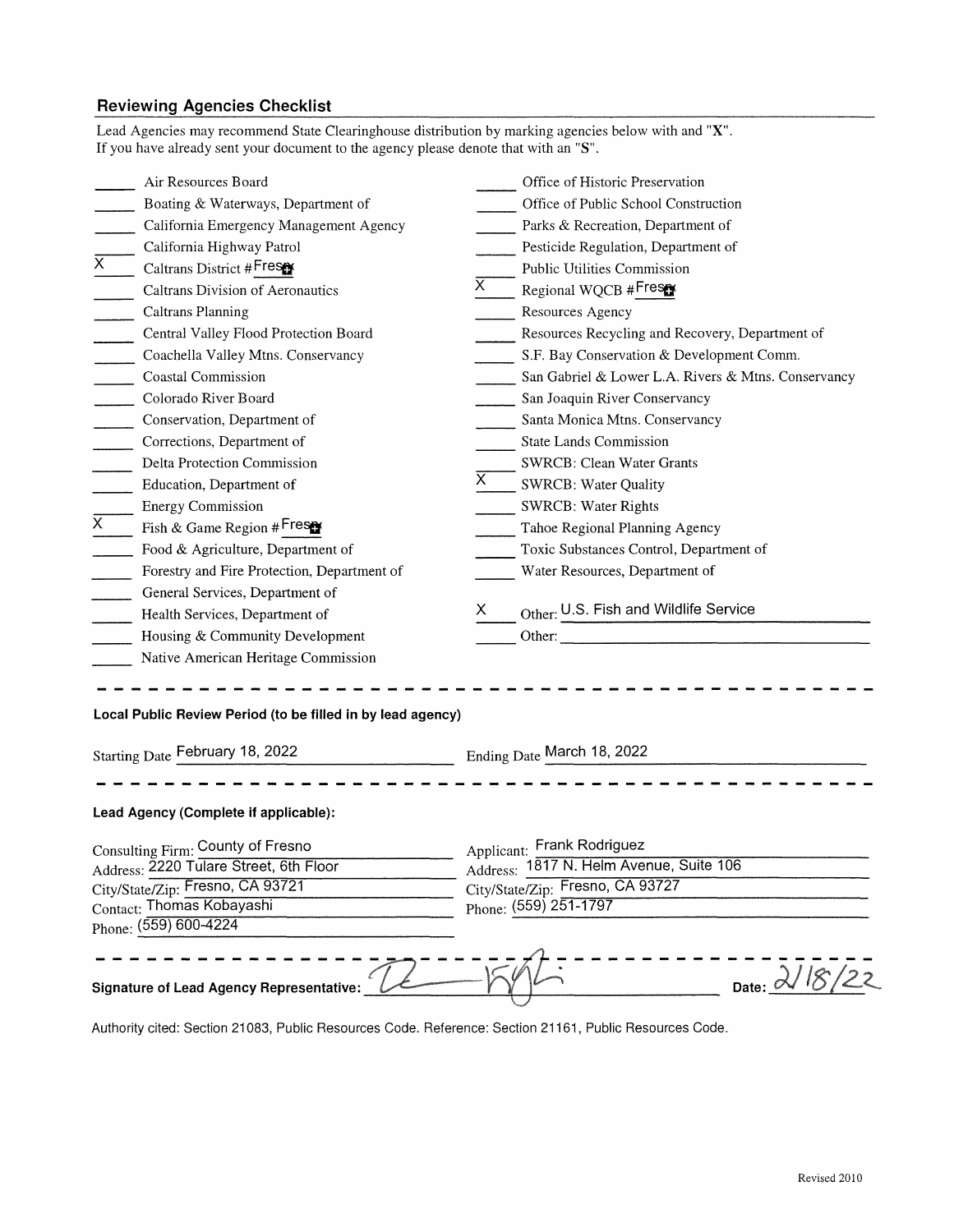## Reviewing Agencies Checklist

Lead Agencies may recommend State Clearinghouse distribution by marking agencies below with and "**X**".
If you have already sent your document to the agency please denote that with an "**S**".

| | | | |
|---|---|---|---|
| ___ | Air Resources Board | ___ | Office of Historic Preservation |
| ___ | Boating & Waterways, Department of | ___ | Office of Public School Construction |
| ___ | California Emergency Management Agency | ___ | Parks & Recreation, Department of |
| ___ | California Highway Patrol | ___ | Pesticide Regulation, Department of |
| X | Caltrans District # Fresno | ___ | Public Utilities Commission |
| ___ | Caltrans Division of Aeronautics | X | Regional WQCB # Fresno |
| ___ | Caltrans Planning | ___ | Resources Agency |
| ___ | Central Valley Flood Protection Board | ___ | Resources Recycling and Recovery, Department of |
| ___ | Coachella Valley Mtns. Conservancy | ___ | S.F. Bay Conservation & Development Comm. |
| ___ | Coastal Commission | ___ | San Gabriel & Lower L.A. Rivers & Mtns. Conservancy |
| ___ | Colorado River Board | ___ | San Joaquin River Conservancy |
| ___ | Conservation, Department of | ___ | Santa Monica Mtns. Conservancy |
| ___ | Corrections, Department of | ___ | State Lands Commission |
| ___ | Delta Protection Commission | ___ | SWRCB: Clean Water Grants |
| ___ | Education, Department of | X | SWRCB: Water Quality |
| ___ | Energy Commission | ___ | SWRCB: Water Rights |
| X | Fish & Game Region # Fresno | ___ | Tahoe Regional Planning Agency |
| ___ | Food & Agriculture, Department of | ___ | Toxic Substances Control, Department of |
| ___ | Forestry and Fire Protection, Department of | ___ | Water Resources, Department of |
| ___ | General Services, Department of | | |
| ___ | Health Services, Department of | X | Other: U.S. Fish and Wildlife Service |
| ___ | Housing & Community Development | ___ | Other: ___ |
| ___ | Native American Heritage Commission | | |

---

**Local Public Review Period (to be filled in by lead agency)**

Starting Date February 18, 2022  Ending Date March 18, 2022

---

**Lead Agency (Complete if applicable):**

Consulting Firm: County of Fresno
Address: 2220 Tulare Street, 6th Floor
City/State/Zip: Fresno, CA 93721
Contact: Thomas Kobayashi
Phone: (559) 600-4224

Applicant: Frank Rodriguez
Address: 1817 N. Helm Avenue, Suite 106
City/State/Zip: Fresno, CA 93727
Phone: (559) 251-1797

---

**Signature of Lead Agency Representative:** [signature] **Date:** 2/18/22

Authority cited: Section 21083, Public Resources Code. Reference: Section 21161, Public Resources Code.

Revised 2010